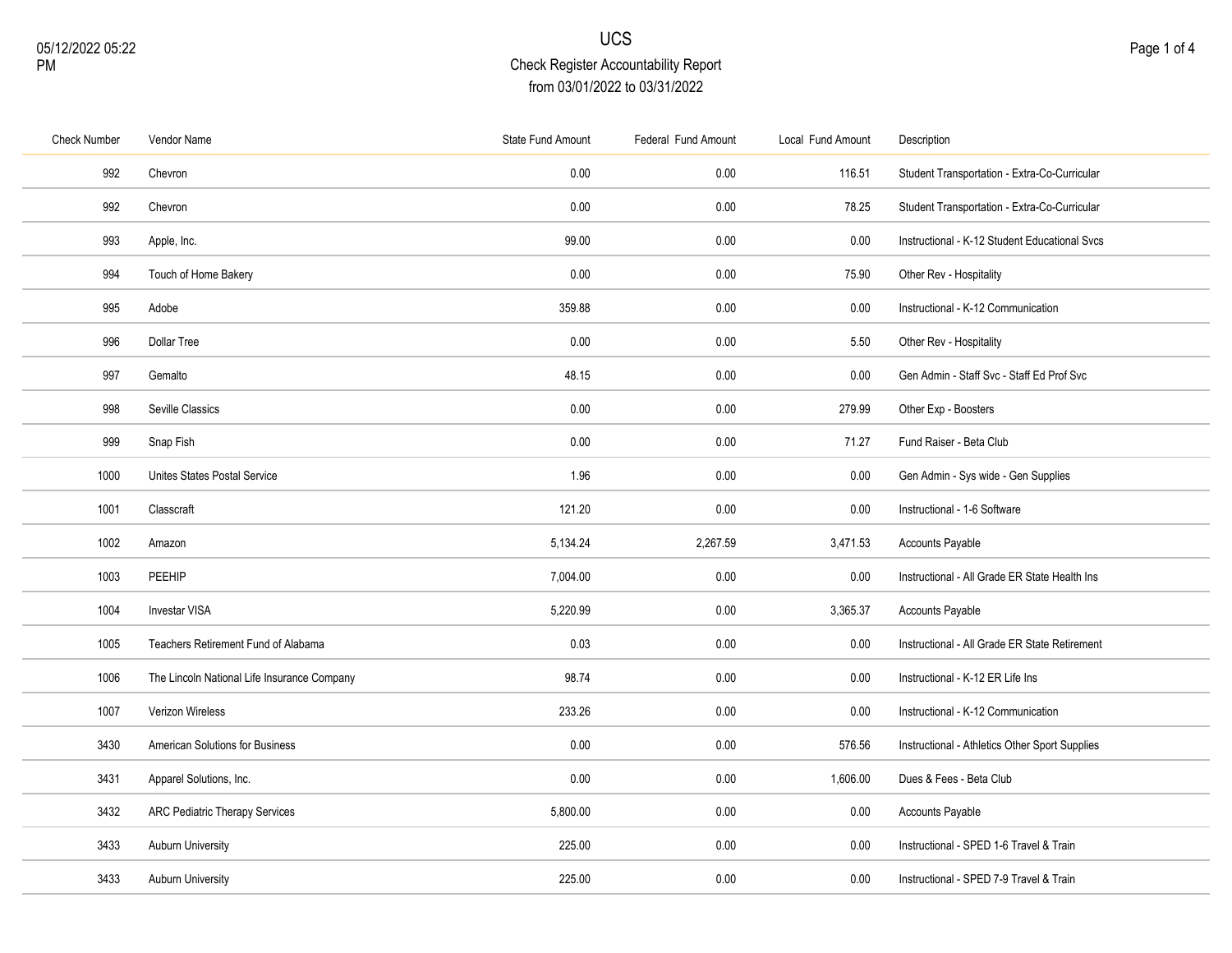# UCS

## Check Register Accountability Report

from 03/01/2022 to 03/31/2022

05/12/2022 05:22 PM

| Check Number | Vendor Name | State Fund Amount | Federal Fund Amount | Local Fund Amount | Description |
|---|---|---|---|---|---|
| 992 | Chevron | 0.00 | 0.00 | 116.51 | Student Transportation - Extra-Co-Curricular |
| 992 | Chevron | 0.00 | 0.00 | 78.25 | Student Transportation - Extra-Co-Curricular |
| 993 | Apple, Inc. | 99.00 | 0.00 | 0.00 | Instructional - K-12 Student Educational Svcs |
| 994 | Touch of Home Bakery | 0.00 | 0.00 | 75.90 | Other Rev - Hospitality |
| 995 | Adobe | 359.88 | 0.00 | 0.00 | Instructional - K-12 Communication |
| 996 | Dollar Tree | 0.00 | 0.00 | 5.50 | Other Rev - Hospitality |
| 997 | Gemalto | 48.15 | 0.00 | 0.00 | Gen Admin - Staff Svc - Staff Ed Prof Svc |
| 998 | Seville Classics | 0.00 | 0.00 | 279.99 | Other Exp - Boosters |
| 999 | Snap Fish | 0.00 | 0.00 | 71.27 | Fund Raiser - Beta Club |
| 1000 | Unites States Postal Service | 1.96 | 0.00 | 0.00 | Gen Admin - Sys wide - Gen Supplies |
| 1001 | Classcraft | 121.20 | 0.00 | 0.00 | Instructional - 1-6 Software |
| 1002 | Amazon | 5,134.24 | 2,267.59 | 3,471.53 | Accounts Payable |
| 1003 | PEEHIP | 7,004.00 | 0.00 | 0.00 | Instructional - All Grade ER State Health Ins |
| 1004 | Investar VISA | 5,220.99 | 0.00 | 3,365.37 | Accounts Payable |
| 1005 | Teachers Retirement Fund of Alabama | 0.03 | 0.00 | 0.00 | Instructional - All Grade ER State Retirement |
| 1006 | The Lincoln National Life Insurance Company | 98.74 | 0.00 | 0.00 | Instructional - K-12 ER Life Ins |
| 1007 | Verizon Wireless | 233.26 | 0.00 | 0.00 | Instructional - K-12 Communication |
| 3430 | American Solutions for Business | 0.00 | 0.00 | 576.56 | Instructional - Athletics Other Sport Supplies |
| 3431 | Apparel Solutions, Inc. | 0.00 | 0.00 | 1,606.00 | Dues & Fees - Beta Club |
| 3432 | ARC Pediatric Therapy Services | 5,800.00 | 0.00 | 0.00 | Accounts Payable |
| 3433 | Auburn University | 225.00 | 0.00 | 0.00 | Instructional - SPED 1-6 Travel & Train |
| 3433 | Auburn University | 225.00 | 0.00 | 0.00 | Instructional - SPED 7-9 Travel & Train |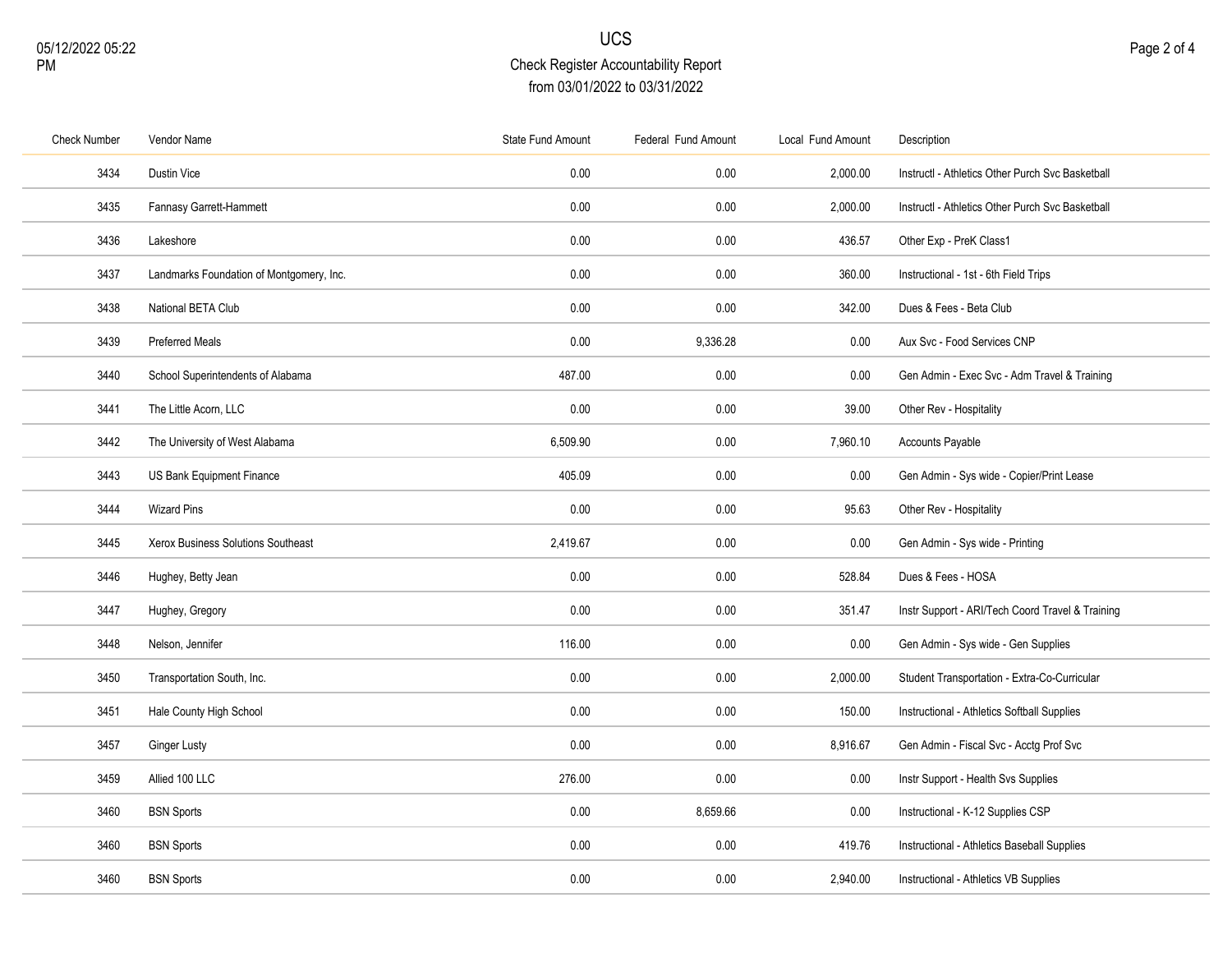# UCS

## Check Register Accountability Report

from 03/01/2022 to 03/31/2022

| Check Number | Vendor Name | State Fund Amount | Federal Fund Amount | Local Fund Amount | Description |
|---|---|---|---|---|---|
| 3434 | Dustin Vice | 0.00 | 0.00 | 2,000.00 | Instructl - Athletics Other Purch Svc Basketball |
| 3435 | Fannasy Garrett-Hammett | 0.00 | 0.00 | 2,000.00 | Instructl - Athletics Other Purch Svc Basketball |
| 3436 | Lakeshore | 0.00 | 0.00 | 436.57 | Other Exp - PreK Class1 |
| 3437 | Landmarks Foundation of Montgomery, Inc. | 0.00 | 0.00 | 360.00 | Instructional - 1st - 6th Field Trips |
| 3438 | National BETA Club | 0.00 | 0.00 | 342.00 | Dues & Fees - Beta Club |
| 3439 | Preferred Meals | 0.00 | 9,336.28 | 0.00 | Aux Svc - Food Services CNP |
| 3440 | School Superintendents of Alabama | 487.00 | 0.00 | 0.00 | Gen Admin - Exec Svc - Adm Travel & Training |
| 3441 | The Little Acorn, LLC | 0.00 | 0.00 | 39.00 | Other Rev - Hospitality |
| 3442 | The University of West Alabama | 6,509.90 | 0.00 | 7,960.10 | Accounts Payable |
| 3443 | US Bank Equipment Finance | 405.09 | 0.00 | 0.00 | Gen Admin - Sys wide - Copier/Print Lease |
| 3444 | Wizard Pins | 0.00 | 0.00 | 95.63 | Other Rev - Hospitality |
| 3445 | Xerox Business Solutions Southeast | 2,419.67 | 0.00 | 0.00 | Gen Admin - Sys wide - Printing |
| 3446 | Hughey, Betty Jean | 0.00 | 0.00 | 528.84 | Dues & Fees - HOSA |
| 3447 | Hughey, Gregory | 0.00 | 0.00 | 351.47 | Instr Support - ARI/Tech Coord Travel & Training |
| 3448 | Nelson, Jennifer | 116.00 | 0.00 | 0.00 | Gen Admin - Sys wide - Gen Supplies |
| 3450 | Transportation South, Inc. | 0.00 | 0.00 | 2,000.00 | Student Transportation - Extra-Co-Curricular |
| 3451 | Hale County High School | 0.00 | 0.00 | 150.00 | Instructional - Athletics Softball Supplies |
| 3457 | Ginger Lusty | 0.00 | 0.00 | 8,916.67 | Gen Admin - Fiscal Svc - Acctg Prof Svc |
| 3459 | Allied 100 LLC | 276.00 | 0.00 | 0.00 | Instr Support - Health Svs Supplies |
| 3460 | BSN Sports | 0.00 | 8,659.66 | 0.00 | Instructional - K-12 Supplies CSP |
| 3460 | BSN Sports | 0.00 | 0.00 | 419.76 | Instructional - Athletics Baseball Supplies |
| 3460 | BSN Sports | 0.00 | 0.00 | 2,940.00 | Instructional - Athletics VB Supplies |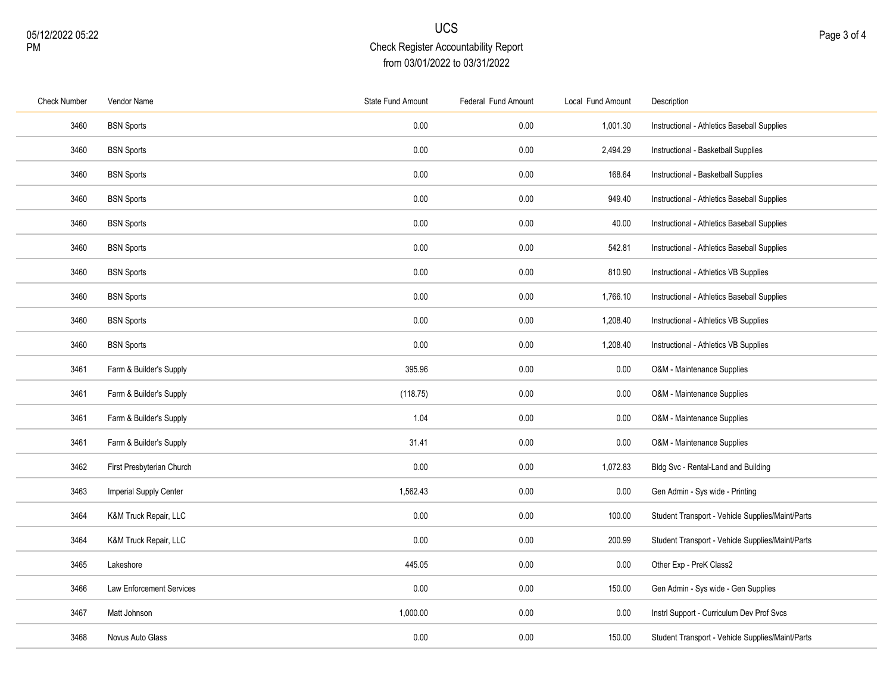# UCS

## Check Register Accountability Report

from 03/01/2022 to 03/31/2022

| Check Number | Vendor Name | State Fund Amount | Federal Fund Amount | Local Fund Amount | Description |
|---|---|---|---|---|---|
| 3460 | BSN Sports | 0.00 | 0.00 | 1,001.30 | Instructional - Athletics Baseball Supplies |
| 3460 | BSN Sports | 0.00 | 0.00 | 2,494.29 | Instructional - Basketball Supplies |
| 3460 | BSN Sports | 0.00 | 0.00 | 168.64 | Instructional - Basketball Supplies |
| 3460 | BSN Sports | 0.00 | 0.00 | 949.40 | Instructional - Athletics Baseball Supplies |
| 3460 | BSN Sports | 0.00 | 0.00 | 40.00 | Instructional - Athletics Baseball Supplies |
| 3460 | BSN Sports | 0.00 | 0.00 | 542.81 | Instructional - Athletics Baseball Supplies |
| 3460 | BSN Sports | 0.00 | 0.00 | 810.90 | Instructional - Athletics VB Supplies |
| 3460 | BSN Sports | 0.00 | 0.00 | 1,766.10 | Instructional - Athletics Baseball Supplies |
| 3460 | BSN Sports | 0.00 | 0.00 | 1,208.40 | Instructional - Athletics VB Supplies |
| 3460 | BSN Sports | 0.00 | 0.00 | 1,208.40 | Instructional - Athletics VB Supplies |
| 3461 | Farm & Builder's Supply | 395.96 | 0.00 | 0.00 | O&M - Maintenance Supplies |
| 3461 | Farm & Builder's Supply | (118.75) | 0.00 | 0.00 | O&M - Maintenance Supplies |
| 3461 | Farm & Builder's Supply | 1.04 | 0.00 | 0.00 | O&M - Maintenance Supplies |
| 3461 | Farm & Builder's Supply | 31.41 | 0.00 | 0.00 | O&M - Maintenance Supplies |
| 3462 | First Presbyterian Church | 0.00 | 0.00 | 1,072.83 | Bldg Svc - Rental-Land and Building |
| 3463 | Imperial Supply Center | 1,562.43 | 0.00 | 0.00 | Gen Admin - Sys wide - Printing |
| 3464 | K&M Truck Repair, LLC | 0.00 | 0.00 | 100.00 | Student Transport - Vehicle Supplies/Maint/Parts |
| 3464 | K&M Truck Repair, LLC | 0.00 | 0.00 | 200.99 | Student Transport - Vehicle Supplies/Maint/Parts |
| 3465 | Lakeshore | 445.05 | 0.00 | 0.00 | Other Exp - PreK Class2 |
| 3466 | Law Enforcement Services | 0.00 | 0.00 | 150.00 | Gen Admin - Sys wide - Gen Supplies |
| 3467 | Matt Johnson | 1,000.00 | 0.00 | 0.00 | Instrl Support - Curriculum Dev Prof Svcs |
| 3468 | Novus Auto Glass | 0.00 | 0.00 | 150.00 | Student Transport - Vehicle Supplies/Maint/Parts |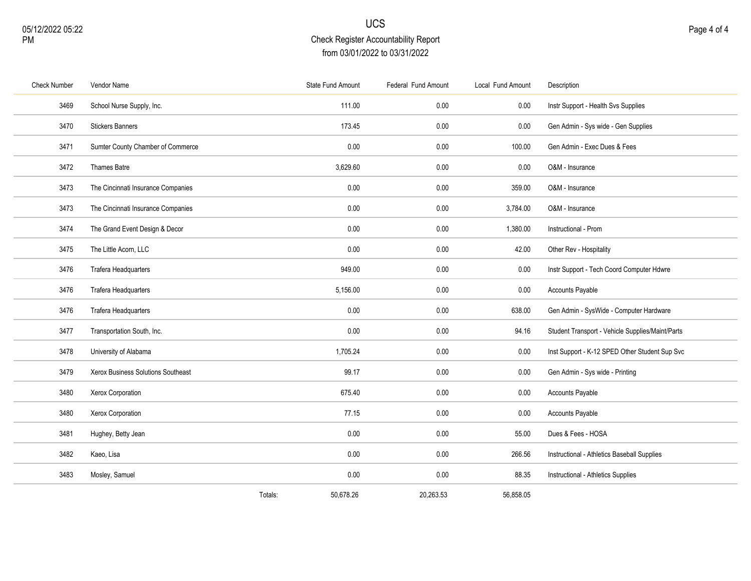# UCS

## Check Register Accountability Report

from 03/01/2022 to 03/31/2022

05/12/2022 05:22 PM

| Check Number | Vendor Name | State Fund Amount | Federal Fund Amount | Local Fund Amount | Description |
|---|---|---|---|---|---|
| 3469 | School Nurse Supply, Inc. | 111.00 | 0.00 | 0.00 | Instr Support - Health Svs Supplies |
| 3470 | Stickers Banners | 173.45 | 0.00 | 0.00 | Gen Admin - Sys wide - Gen Supplies |
| 3471 | Sumter County Chamber of Commerce | 0.00 | 0.00 | 100.00 | Gen Admin - Exec Dues & Fees |
| 3472 | Thames Batre | 3,629.60 | 0.00 | 0.00 | O&M - Insurance |
| 3473 | The Cincinnati Insurance Companies | 0.00 | 0.00 | 359.00 | O&M - Insurance |
| 3473 | The Cincinnati Insurance Companies | 0.00 | 0.00 | 3,784.00 | O&M - Insurance |
| 3474 | The Grand Event Design & Decor | 0.00 | 0.00 | 1,380.00 | Instructional - Prom |
| 3475 | The Little Acorn, LLC | 0.00 | 0.00 | 42.00 | Other Rev - Hospitality |
| 3476 | Trafera Headquarters | 949.00 | 0.00 | 0.00 | Instr Support - Tech Coord Computer Hdwre |
| 3476 | Trafera Headquarters | 5,156.00 | 0.00 | 0.00 | Accounts Payable |
| 3476 | Trafera Headquarters | 0.00 | 0.00 | 638.00 | Gen Admin - SysWide - Computer Hardware |
| 3477 | Transportation South, Inc. | 0.00 | 0.00 | 94.16 | Student Transport - Vehicle Supplies/Maint/Parts |
| 3478 | University of Alabama | 1,705.24 | 0.00 | 0.00 | Inst Support - K-12 SPED Other Student Sup Svc |
| 3479 | Xerox Business Solutions Southeast | 99.17 | 0.00 | 0.00 | Gen Admin - Sys wide - Printing |
| 3480 | Xerox Corporation | 675.40 | 0.00 | 0.00 | Accounts Payable |
| 3480 | Xerox Corporation | 77.15 | 0.00 | 0.00 | Accounts Payable |
| 3481 | Hughey, Betty Jean | 0.00 | 0.00 | 55.00 | Dues & Fees - HOSA |
| 3482 | Kaeo, Lisa | 0.00 | 0.00 | 266.56 | Instructional - Athletics Baseball Supplies |
| 3483 | Mosley, Samuel | 0.00 | 0.00 | 88.35 | Instructional - Athletics Supplies |
| | Totals: | 50,678.26 | 20,263.53 | 56,858.05 | |